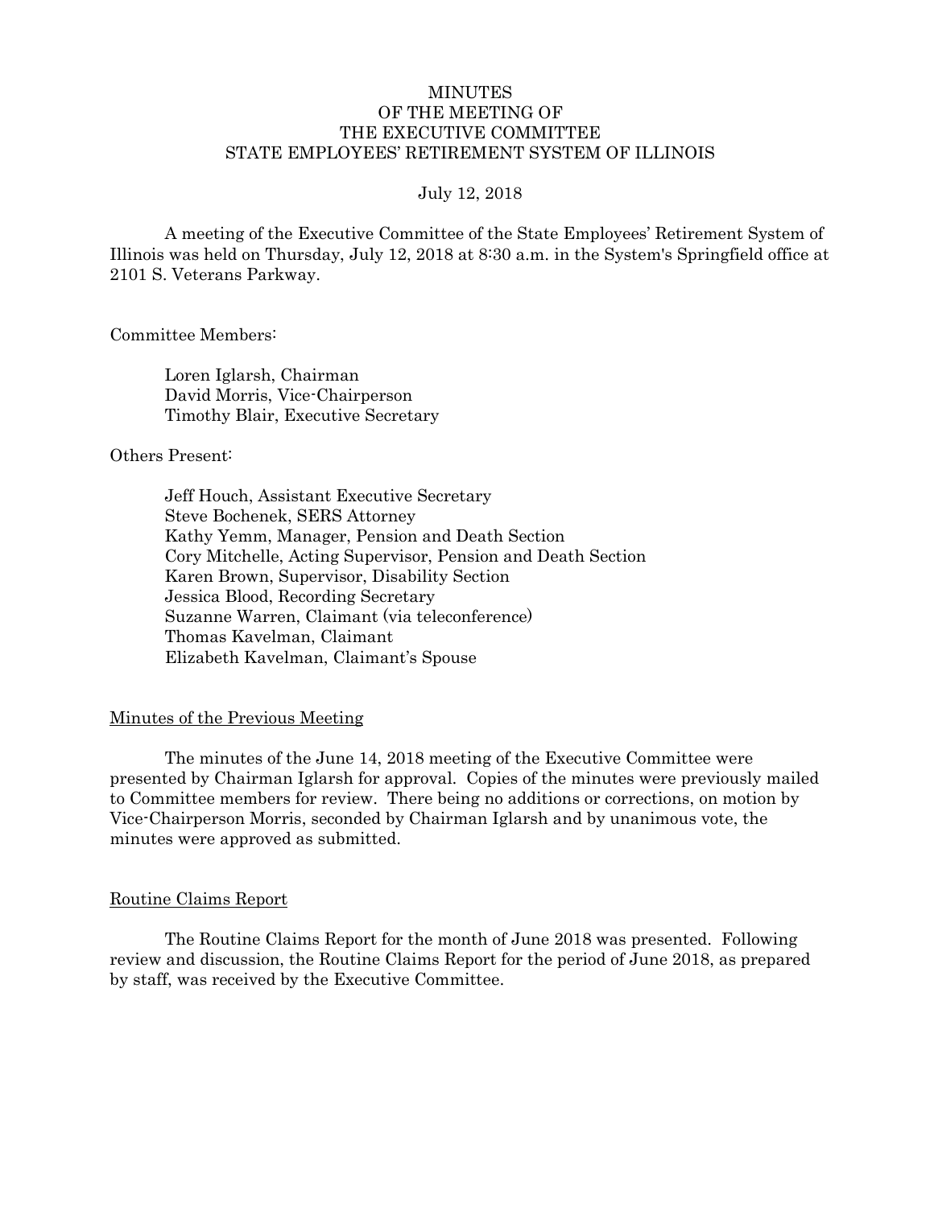# MINUTES
# OF THE MEETING OF
# THE EXECUTIVE COMMITTEE
# STATE EMPLOYEES' RETIREMENT SYSTEM OF ILLINOIS

July 12, 2018

A meeting of the Executive Committee of the State Employees' Retirement System of Illinois was held on Thursday, July 12, 2018 at 8:30 a.m. in the System's Springfield office at 2101 S. Veterans Parkway.

Committee Members:

Loren Iglarsh, Chairman
David Morris, Vice-Chairperson
Timothy Blair, Executive Secretary

Others Present:

Jeff Houch, Assistant Executive Secretary
Steve Bochenek, SERS Attorney
Kathy Yemm, Manager, Pension and Death Section
Cory Mitchelle, Acting Supervisor, Pension and Death Section
Karen Brown, Supervisor, Disability Section
Jessica Blood, Recording Secretary
Suzanne Warren, Claimant (via teleconference)
Thomas Kavelman, Claimant
Elizabeth Kavelman, Claimant's Spouse

## Minutes of the Previous Meeting

The minutes of the June 14, 2018 meeting of the Executive Committee were presented by Chairman Iglarsh for approval. Copies of the minutes were previously mailed to Committee members for review. There being no additions or corrections, on motion by Vice-Chairperson Morris, seconded by Chairman Iglarsh and by unanimous vote, the minutes were approved as submitted.

## Routine Claims Report

The Routine Claims Report for the month of June 2018 was presented. Following review and discussion, the Routine Claims Report for the period of June 2018, as prepared by staff, was received by the Executive Committee.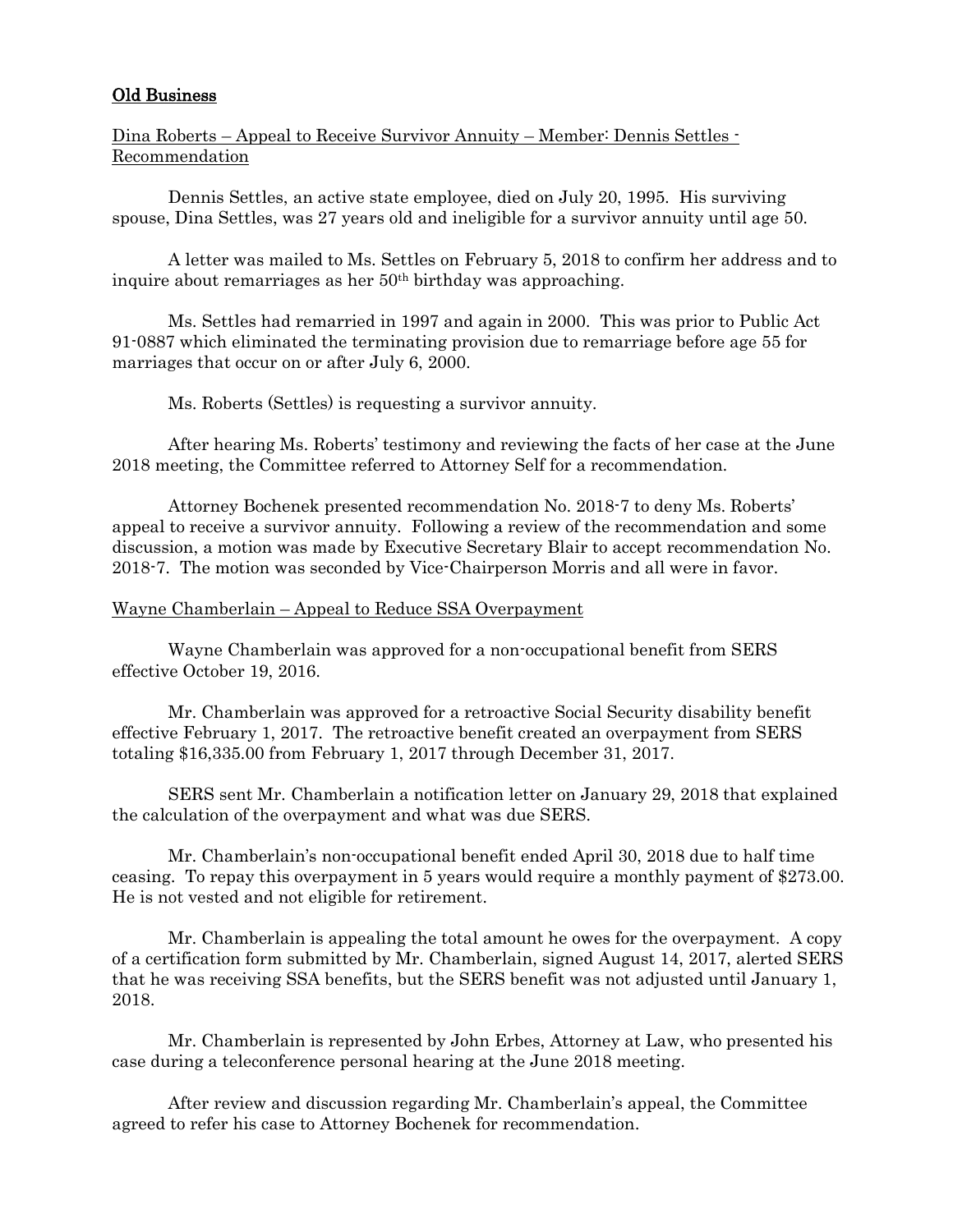## Old Business

Dina Roberts – Appeal to Receive Survivor Annuity – Member: Dennis Settles - Recommendation

Dennis Settles, an active state employee, died on July 20, 1995. His surviving spouse, Dina Settles, was 27 years old and ineligible for a survivor annuity until age 50.

A letter was mailed to Ms. Settles on February 5, 2018 to confirm her address and to inquire about remarriages as her 50th birthday was approaching.

Ms. Settles had remarried in 1997 and again in 2000. This was prior to Public Act 91-0887 which eliminated the terminating provision due to remarriage before age 55 for marriages that occur on or after July 6, 2000.

Ms. Roberts (Settles) is requesting a survivor annuity.

After hearing Ms. Roberts' testimony and reviewing the facts of her case at the June 2018 meeting, the Committee referred to Attorney Self for a recommendation.

Attorney Bochenek presented recommendation No. 2018-7 to deny Ms. Roberts' appeal to receive a survivor annuity. Following a review of the recommendation and some discussion, a motion was made by Executive Secretary Blair to accept recommendation No. 2018-7. The motion was seconded by Vice-Chairperson Morris and all were in favor.

Wayne Chamberlain – Appeal to Reduce SSA Overpayment

Wayne Chamberlain was approved for a non-occupational benefit from SERS effective October 19, 2016.

Mr. Chamberlain was approved for a retroactive Social Security disability benefit effective February 1, 2017. The retroactive benefit created an overpayment from SERS totaling $16,335.00 from February 1, 2017 through December 31, 2017.

SERS sent Mr. Chamberlain a notification letter on January 29, 2018 that explained the calculation of the overpayment and what was due SERS.

Mr. Chamberlain's non-occupational benefit ended April 30, 2018 due to half time ceasing. To repay this overpayment in 5 years would require a monthly payment of $273.00. He is not vested and not eligible for retirement.

Mr. Chamberlain is appealing the total amount he owes for the overpayment. A copy of a certification form submitted by Mr. Chamberlain, signed August 14, 2017, alerted SERS that he was receiving SSA benefits, but the SERS benefit was not adjusted until January 1, 2018.

Mr. Chamberlain is represented by John Erbes, Attorney at Law, who presented his case during a teleconference personal hearing at the June 2018 meeting.

After review and discussion regarding Mr. Chamberlain's appeal, the Committee agreed to refer his case to Attorney Bochenek for recommendation.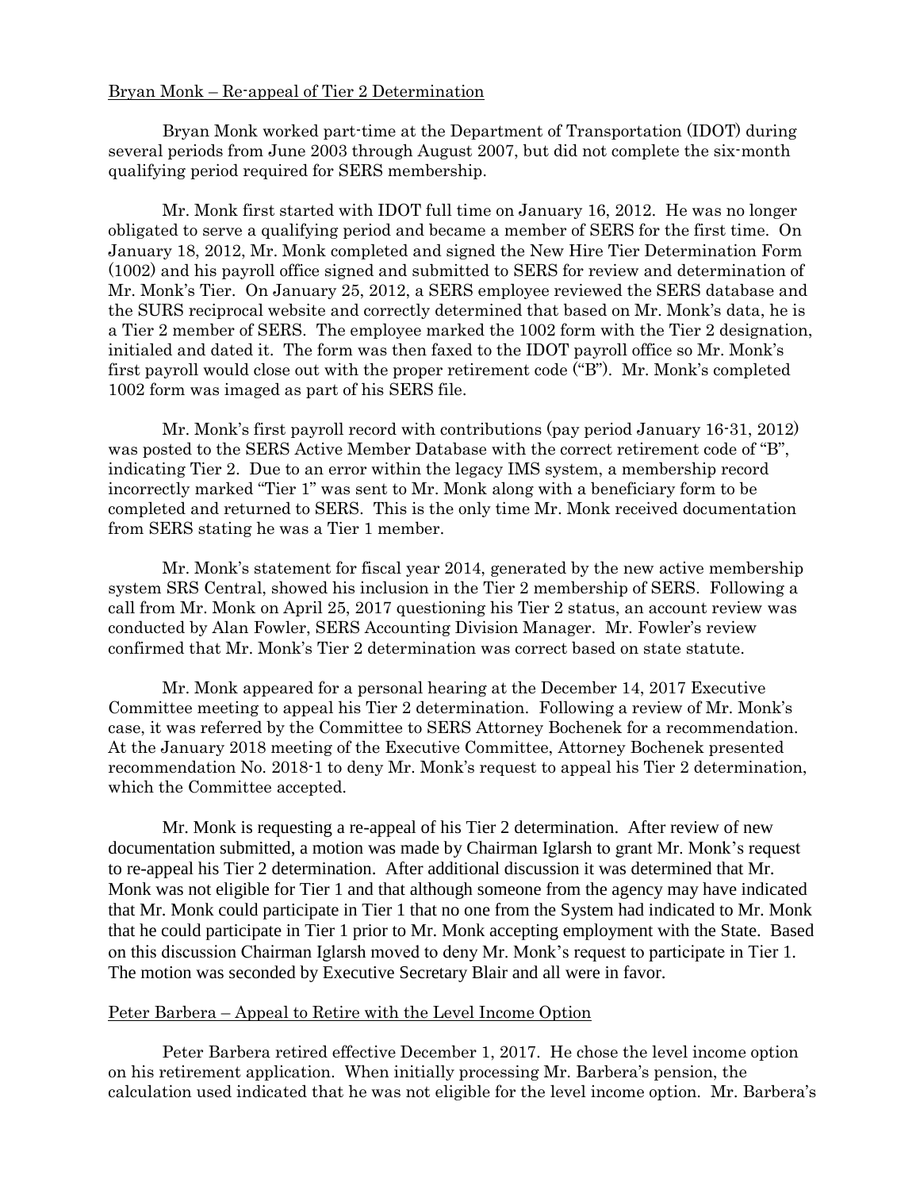Bryan Monk – Re-appeal of Tier 2 Determination

Bryan Monk worked part-time at the Department of Transportation (IDOT) during several periods from June 2003 through August 2007, but did not complete the six-month qualifying period required for SERS membership.

Mr. Monk first started with IDOT full time on January 16, 2012. He was no longer obligated to serve a qualifying period and became a member of SERS for the first time. On January 18, 2012, Mr. Monk completed and signed the New Hire Tier Determination Form (1002) and his payroll office signed and submitted to SERS for review and determination of Mr. Monk's Tier. On January 25, 2012, a SERS employee reviewed the SERS database and the SURS reciprocal website and correctly determined that based on Mr. Monk's data, he is a Tier 2 member of SERS. The employee marked the 1002 form with the Tier 2 designation, initialed and dated it. The form was then faxed to the IDOT payroll office so Mr. Monk's first payroll would close out with the proper retirement code ("B"). Mr. Monk's completed 1002 form was imaged as part of his SERS file.

Mr. Monk's first payroll record with contributions (pay period January 16-31, 2012) was posted to the SERS Active Member Database with the correct retirement code of "B", indicating Tier 2. Due to an error within the legacy IMS system, a membership record incorrectly marked "Tier 1" was sent to Mr. Monk along with a beneficiary form to be completed and returned to SERS. This is the only time Mr. Monk received documentation from SERS stating he was a Tier 1 member.

Mr. Monk's statement for fiscal year 2014, generated by the new active membership system SRS Central, showed his inclusion in the Tier 2 membership of SERS. Following a call from Mr. Monk on April 25, 2017 questioning his Tier 2 status, an account review was conducted by Alan Fowler, SERS Accounting Division Manager. Mr. Fowler's review confirmed that Mr. Monk's Tier 2 determination was correct based on state statute.

Mr. Monk appeared for a personal hearing at the December 14, 2017 Executive Committee meeting to appeal his Tier 2 determination. Following a review of Mr. Monk's case, it was referred by the Committee to SERS Attorney Bochenek for a recommendation. At the January 2018 meeting of the Executive Committee, Attorney Bochenek presented recommendation No. 2018-1 to deny Mr. Monk's request to appeal his Tier 2 determination, which the Committee accepted.

Mr. Monk is requesting a re-appeal of his Tier 2 determination. After review of new documentation submitted, a motion was made by Chairman Iglarsh to grant Mr. Monk's request to re-appeal his Tier 2 determination. After additional discussion it was determined that Mr. Monk was not eligible for Tier 1 and that although someone from the agency may have indicated that Mr. Monk could participate in Tier 1 that no one from the System had indicated to Mr. Monk that he could participate in Tier 1 prior to Mr. Monk accepting employment with the State. Based on this discussion Chairman Iglarsh moved to deny Mr. Monk's request to participate in Tier 1. The motion was seconded by Executive Secretary Blair and all were in favor.

Peter Barbera – Appeal to Retire with the Level Income Option

Peter Barbera retired effective December 1, 2017. He chose the level income option on his retirement application. When initially processing Mr. Barbera's pension, the calculation used indicated that he was not eligible for the level income option. Mr. Barbera's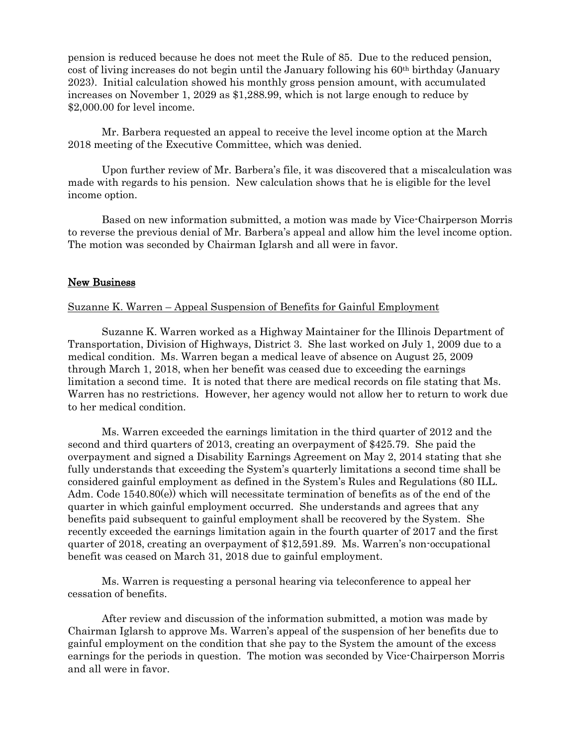pension is reduced because he does not meet the Rule of 85. Due to the reduced pension, cost of living increases do not begin until the January following his 60th birthday (January 2023). Initial calculation showed his monthly gross pension amount, with accumulated increases on November 1, 2029 as $1,288.99, which is not large enough to reduce by $2,000.00 for level income.

Mr. Barbera requested an appeal to receive the level income option at the March 2018 meeting of the Executive Committee, which was denied.

Upon further review of Mr. Barbera's file, it was discovered that a miscalculation was made with regards to his pension. New calculation shows that he is eligible for the level income option.

Based on new information submitted, a motion was made by Vice-Chairperson Morris to reverse the previous denial of Mr. Barbera's appeal and allow him the level income option. The motion was seconded by Chairman Iglarsh and all were in favor.

## New Business

Suzanne K. Warren – Appeal Suspension of Benefits for Gainful Employment

Suzanne K. Warren worked as a Highway Maintainer for the Illinois Department of Transportation, Division of Highways, District 3. She last worked on July 1, 2009 due to a medical condition. Ms. Warren began a medical leave of absence on August 25, 2009 through March 1, 2018, when her benefit was ceased due to exceeding the earnings limitation a second time. It is noted that there are medical records on file stating that Ms. Warren has no restrictions. However, her agency would not allow her to return to work due to her medical condition.

Ms. Warren exceeded the earnings limitation in the third quarter of 2012 and the second and third quarters of 2013, creating an overpayment of $425.79. She paid the overpayment and signed a Disability Earnings Agreement on May 2, 2014 stating that she fully understands that exceeding the System's quarterly limitations a second time shall be considered gainful employment as defined in the System's Rules and Regulations (80 ILL. Adm. Code 1540.80(e)) which will necessitate termination of benefits as of the end of the quarter in which gainful employment occurred. She understands and agrees that any benefits paid subsequent to gainful employment shall be recovered by the System. She recently exceeded the earnings limitation again in the fourth quarter of 2017 and the first quarter of 2018, creating an overpayment of $12,591.89. Ms. Warren's non-occupational benefit was ceased on March 31, 2018 due to gainful employment.

Ms. Warren is requesting a personal hearing via teleconference to appeal her cessation of benefits.

After review and discussion of the information submitted, a motion was made by Chairman Iglarsh to approve Ms. Warren's appeal of the suspension of her benefits due to gainful employment on the condition that she pay to the System the amount of the excess earnings for the periods in question. The motion was seconded by Vice-Chairperson Morris and all were in favor.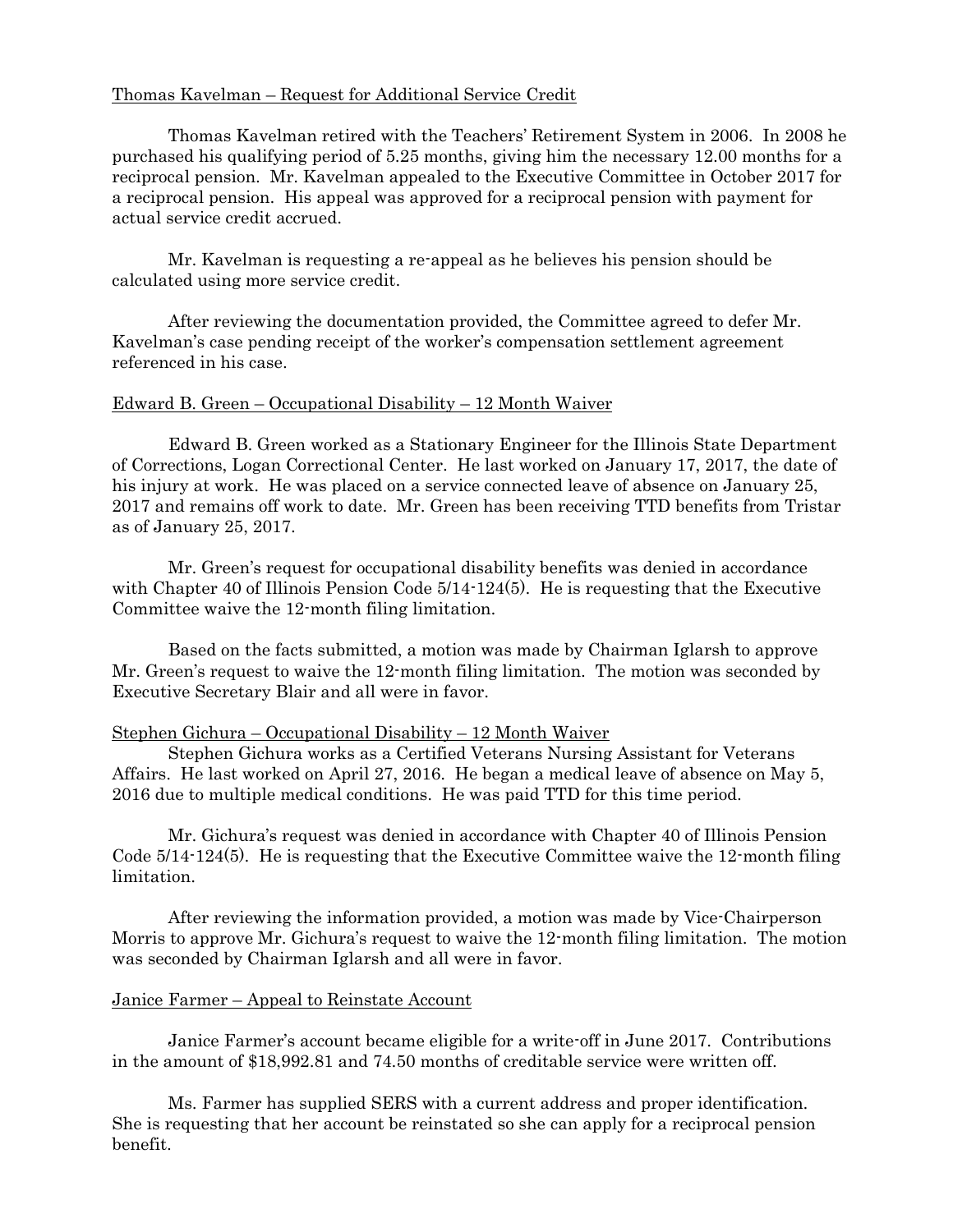Thomas Kavelman – Request for Additional Service Credit

Thomas Kavelman retired with the Teachers' Retirement System in 2006. In 2008 he purchased his qualifying period of 5.25 months, giving him the necessary 12.00 months for a reciprocal pension. Mr. Kavelman appealed to the Executive Committee in October 2017 for a reciprocal pension. His appeal was approved for a reciprocal pension with payment for actual service credit accrued.

Mr. Kavelman is requesting a re-appeal as he believes his pension should be calculated using more service credit.

After reviewing the documentation provided, the Committee agreed to defer Mr. Kavelman's case pending receipt of the worker's compensation settlement agreement referenced in his case.

Edward B. Green – Occupational Disability – 12 Month Waiver

Edward B. Green worked as a Stationary Engineer for the Illinois State Department of Corrections, Logan Correctional Center. He last worked on January 17, 2017, the date of his injury at work. He was placed on a service connected leave of absence on January 25, 2017 and remains off work to date. Mr. Green has been receiving TTD benefits from Tristar as of January 25, 2017.

Mr. Green's request for occupational disability benefits was denied in accordance with Chapter 40 of Illinois Pension Code 5/14-124(5). He is requesting that the Executive Committee waive the 12-month filing limitation.

Based on the facts submitted, a motion was made by Chairman Iglarsh to approve Mr. Green's request to waive the 12-month filing limitation. The motion was seconded by Executive Secretary Blair and all were in favor.

Stephen Gichura – Occupational Disability – 12 Month Waiver

Stephen Gichura works as a Certified Veterans Nursing Assistant for Veterans Affairs. He last worked on April 27, 2016. He began a medical leave of absence on May 5, 2016 due to multiple medical conditions. He was paid TTD for this time period.

Mr. Gichura's request was denied in accordance with Chapter 40 of Illinois Pension Code 5/14-124(5). He is requesting that the Executive Committee waive the 12-month filing limitation.

After reviewing the information provided, a motion was made by Vice-Chairperson Morris to approve Mr. Gichura's request to waive the 12-month filing limitation. The motion was seconded by Chairman Iglarsh and all were in favor.

Janice Farmer – Appeal to Reinstate Account

Janice Farmer's account became eligible for a write-off in June 2017. Contributions in the amount of $18,992.81 and 74.50 months of creditable service were written off.

Ms. Farmer has supplied SERS with a current address and proper identification. She is requesting that her account be reinstated so she can apply for a reciprocal pension benefit.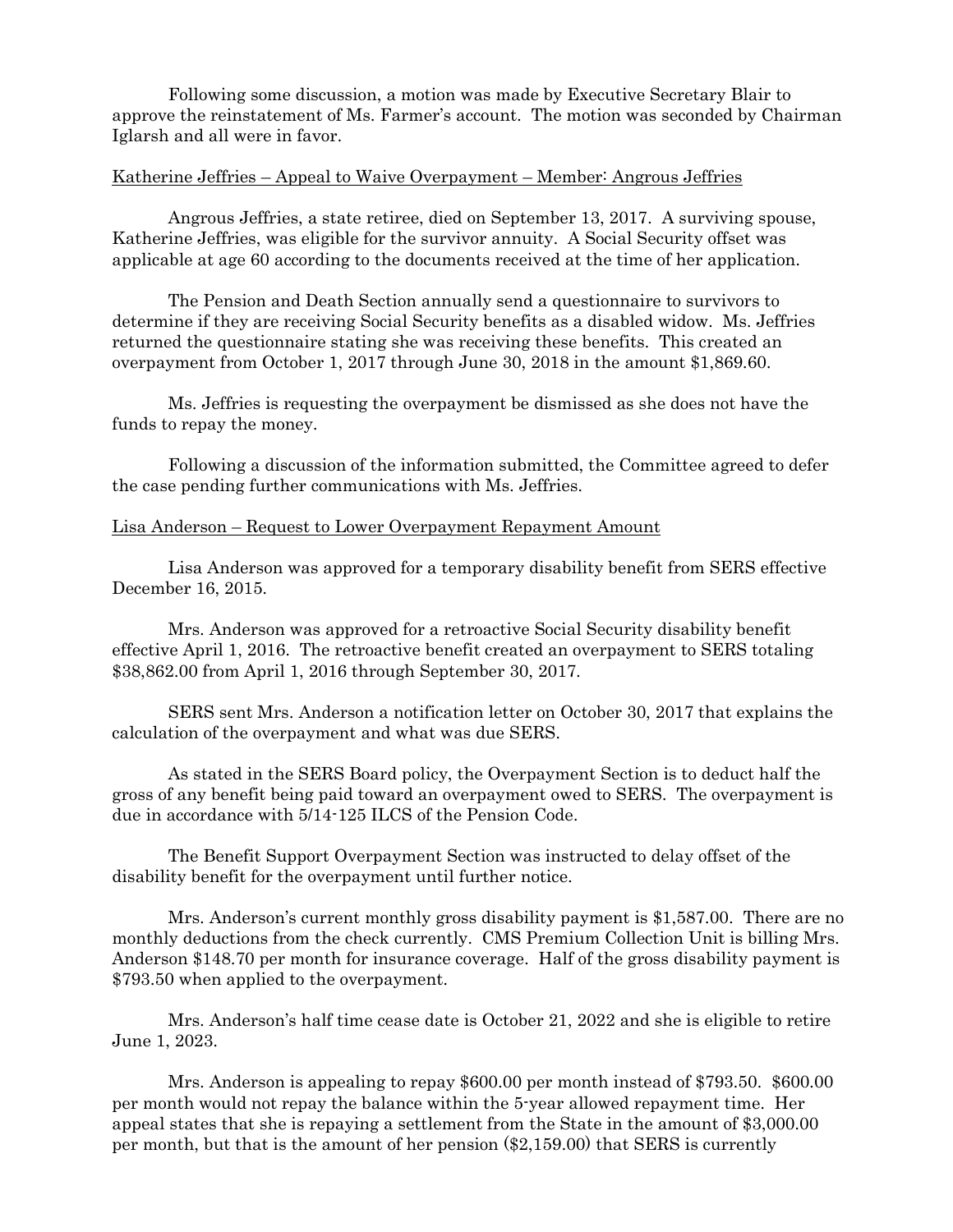Following some discussion, a motion was made by Executive Secretary Blair to approve the reinstatement of Ms. Farmer's account. The motion was seconded by Chairman Iglarsh and all were in favor.

<u>Katherine Jeffries – Appeal to Waive Overpayment – Member: Angrous Jeffries</u>

Angrous Jeffries, a state retiree, died on September 13, 2017. A surviving spouse, Katherine Jeffries, was eligible for the survivor annuity. A Social Security offset was applicable at age 60 according to the documents received at the time of her application.

The Pension and Death Section annually send a questionnaire to survivors to determine if they are receiving Social Security benefits as a disabled widow. Ms. Jeffries returned the questionnaire stating she was receiving these benefits. This created an overpayment from October 1, 2017 through June 30, 2018 in the amount $1,869.60.

Ms. Jeffries is requesting the overpayment be dismissed as she does not have the funds to repay the money.

Following a discussion of the information submitted, the Committee agreed to defer the case pending further communications with Ms. Jeffries.

<u>Lisa Anderson – Request to Lower Overpayment Repayment Amount</u>

Lisa Anderson was approved for a temporary disability benefit from SERS effective December 16, 2015.

Mrs. Anderson was approved for a retroactive Social Security disability benefit effective April 1, 2016. The retroactive benefit created an overpayment to SERS totaling $38,862.00 from April 1, 2016 through September 30, 2017.

SERS sent Mrs. Anderson a notification letter on October 30, 2017 that explains the calculation of the overpayment and what was due SERS.

As stated in the SERS Board policy, the Overpayment Section is to deduct half the gross of any benefit being paid toward an overpayment owed to SERS. The overpayment is due in accordance with 5/14-125 ILCS of the Pension Code.

The Benefit Support Overpayment Section was instructed to delay offset of the disability benefit for the overpayment until further notice.

Mrs. Anderson's current monthly gross disability payment is $1,587.00. There are no monthly deductions from the check currently. CMS Premium Collection Unit is billing Mrs. Anderson $148.70 per month for insurance coverage. Half of the gross disability payment is $793.50 when applied to the overpayment.

Mrs. Anderson's half time cease date is October 21, 2022 and she is eligible to retire June 1, 2023.

Mrs. Anderson is appealing to repay $600.00 per month instead of $793.50. $600.00 per month would not repay the balance within the 5-year allowed repayment time. Her appeal states that she is repaying a settlement from the State in the amount of $3,000.00 per month, but that is the amount of her pension ($2,159.00) that SERS is currently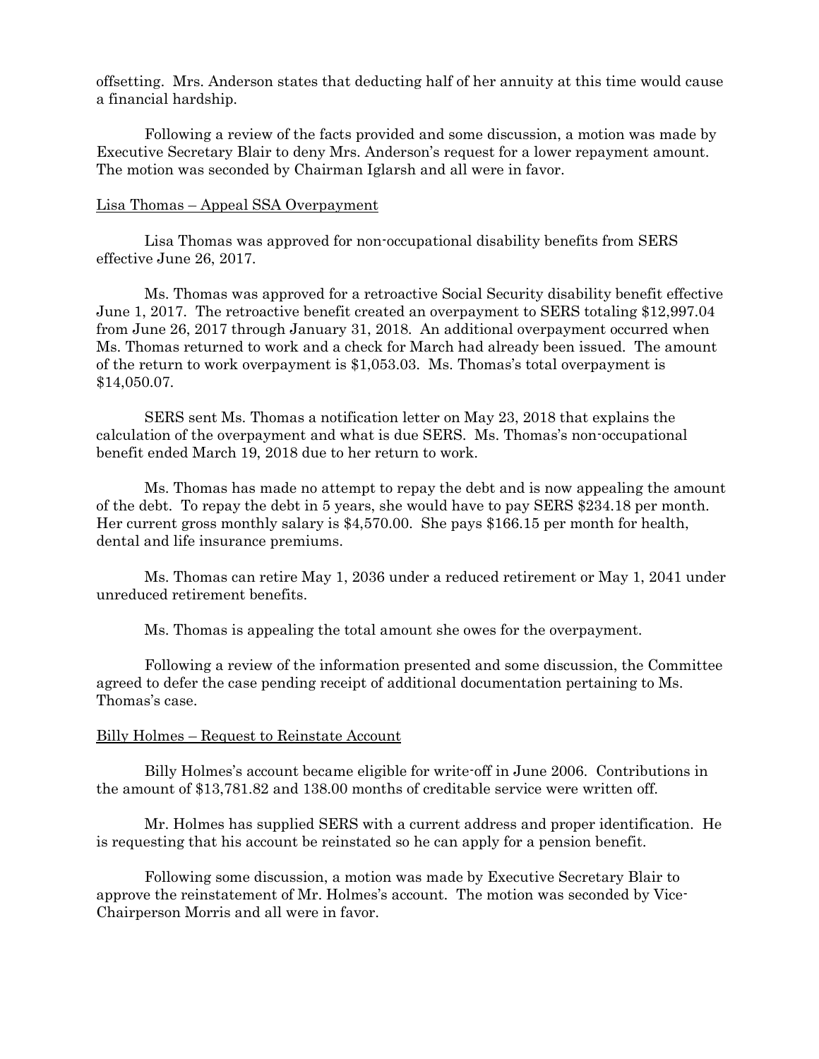offsetting. Mrs. Anderson states that deducting half of her annuity at this time would cause a financial hardship.

Following a review of the facts provided and some discussion, a motion was made by Executive Secretary Blair to deny Mrs. Anderson's request for a lower repayment amount. The motion was seconded by Chairman Iglarsh and all were in favor.

Lisa Thomas – Appeal SSA Overpayment

Lisa Thomas was approved for non-occupational disability benefits from SERS effective June 26, 2017.

Ms. Thomas was approved for a retroactive Social Security disability benefit effective June 1, 2017. The retroactive benefit created an overpayment to SERS totaling $12,997.04 from June 26, 2017 through January 31, 2018. An additional overpayment occurred when Ms. Thomas returned to work and a check for March had already been issued. The amount of the return to work overpayment is $1,053.03. Ms. Thomas's total overpayment is $14,050.07.

SERS sent Ms. Thomas a notification letter on May 23, 2018 that explains the calculation of the overpayment and what is due SERS. Ms. Thomas's non-occupational benefit ended March 19, 2018 due to her return to work.

Ms. Thomas has made no attempt to repay the debt and is now appealing the amount of the debt. To repay the debt in 5 years, she would have to pay SERS $234.18 per month. Her current gross monthly salary is $4,570.00. She pays $166.15 per month for health, dental and life insurance premiums.

Ms. Thomas can retire May 1, 2036 under a reduced retirement or May 1, 2041 under unreduced retirement benefits.

Ms. Thomas is appealing the total amount she owes for the overpayment.

Following a review of the information presented and some discussion, the Committee agreed to defer the case pending receipt of additional documentation pertaining to Ms. Thomas's case.

Billy Holmes – Request to Reinstate Account

Billy Holmes's account became eligible for write-off in June 2006. Contributions in the amount of $13,781.82 and 138.00 months of creditable service were written off.

Mr. Holmes has supplied SERS with a current address and proper identification. He is requesting that his account be reinstated so he can apply for a pension benefit.

Following some discussion, a motion was made by Executive Secretary Blair to approve the reinstatement of Mr. Holmes's account. The motion was seconded by Vice-Chairperson Morris and all were in favor.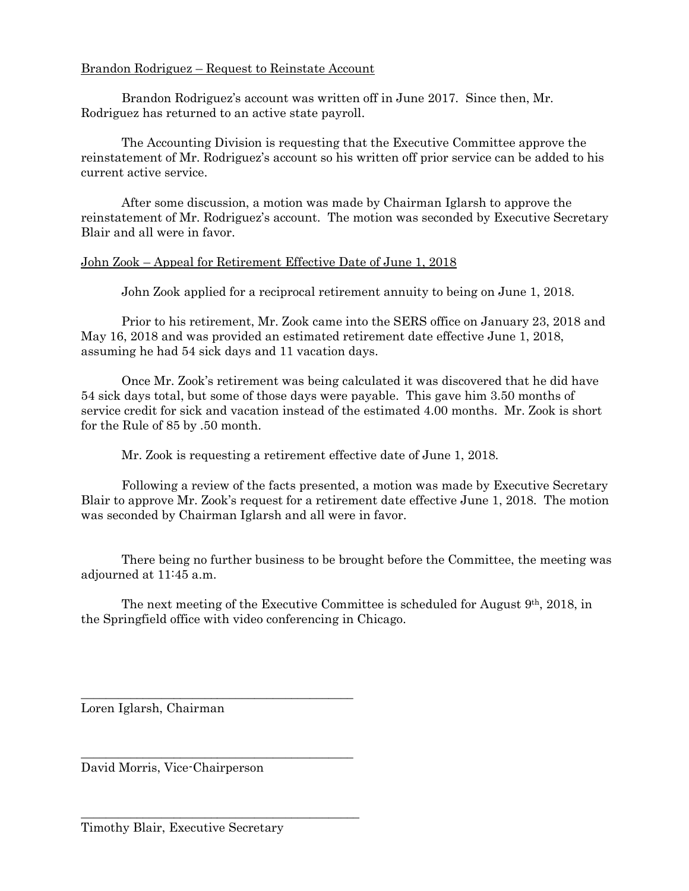Brandon Rodriguez – Request to Reinstate Account

Brandon Rodriguez's account was written off in June 2017. Since then, Mr. Rodriguez has returned to an active state payroll.

The Accounting Division is requesting that the Executive Committee approve the reinstatement of Mr. Rodriguez's account so his written off prior service can be added to his current active service.

After some discussion, a motion was made by Chairman Iglarsh to approve the reinstatement of Mr. Rodriguez's account. The motion was seconded by Executive Secretary Blair and all were in favor.

John Zook – Appeal for Retirement Effective Date of June 1, 2018

John Zook applied for a reciprocal retirement annuity to being on June 1, 2018.

Prior to his retirement, Mr. Zook came into the SERS office on January 23, 2018 and May 16, 2018 and was provided an estimated retirement date effective June 1, 2018, assuming he had 54 sick days and 11 vacation days.

Once Mr. Zook's retirement was being calculated it was discovered that he did have 54 sick days total, but some of those days were payable. This gave him 3.50 months of service credit for sick and vacation instead of the estimated 4.00 months. Mr. Zook is short for the Rule of 85 by .50 month.

Mr. Zook is requesting a retirement effective date of June 1, 2018.

Following a review of the facts presented, a motion was made by Executive Secretary Blair to approve Mr. Zook's request for a retirement date effective June 1, 2018. The motion was seconded by Chairman Iglarsh and all were in favor.

There being no further business to be brought before the Committee, the meeting was adjourned at 11:45 a.m.

The next meeting of the Executive Committee is scheduled for August 9th, 2018, in the Springfield office with video conferencing in Chicago.

\_\_\_\_\_\_\_\_\_\_\_\_\_\_\_\_\_\_\_\_\_\_\_\_\_\_\_\_\_\_\_\_\_\_\_\_\_\_\_\_

Loren Iglarsh, Chairman

\_\_\_\_\_\_\_\_\_\_\_\_\_\_\_\_\_\_\_\_\_\_\_\_\_\_\_\_\_\_\_\_\_\_\_\_\_\_\_\_

David Morris, Vice-Chairperson

\_\_\_\_\_\_\_\_\_\_\_\_\_\_\_\_\_\_\_\_\_\_\_\_\_\_\_\_\_\_\_\_\_\_\_\_\_\_\_\_

Timothy Blair, Executive Secretary